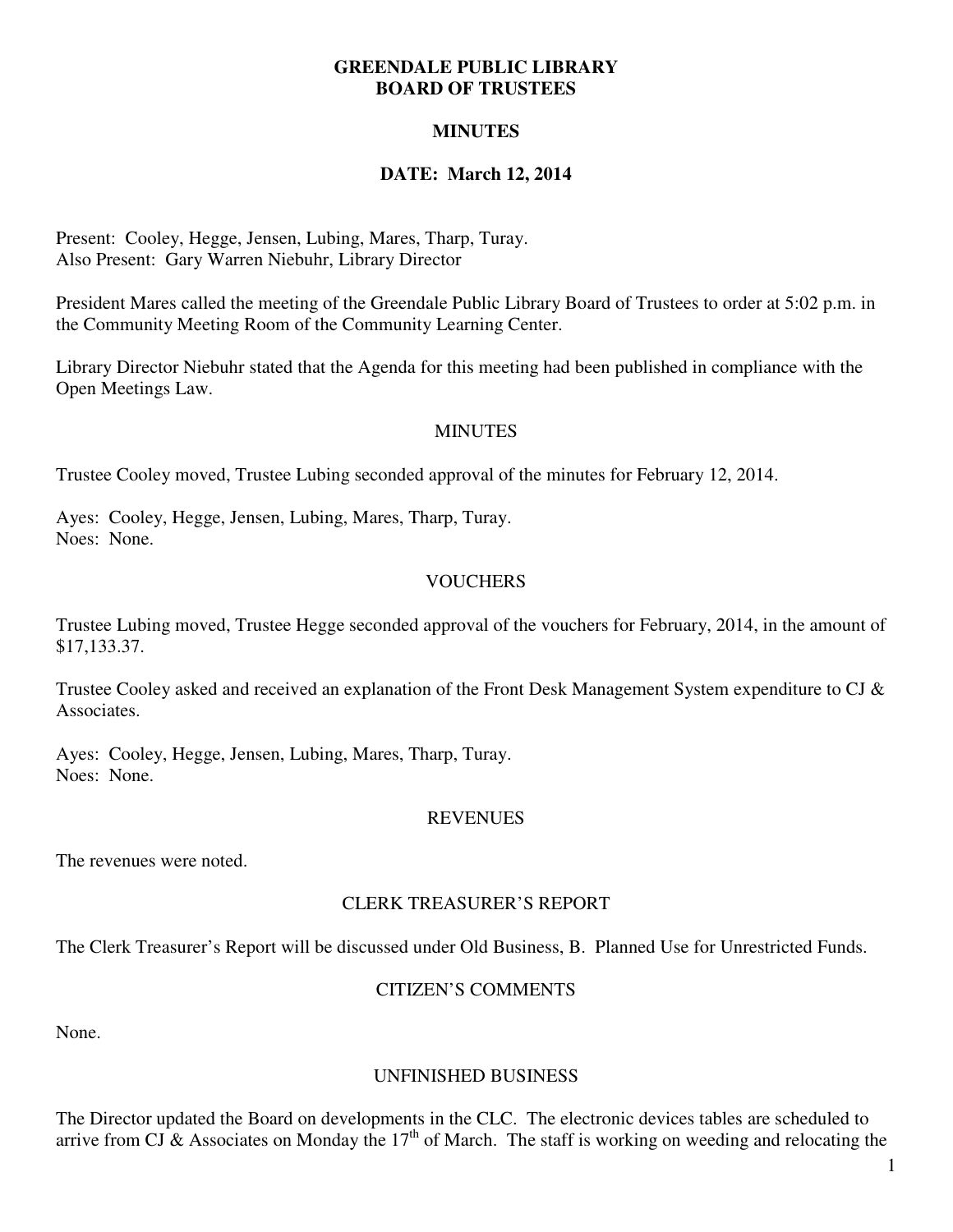# GREENDALE PUBLIC LIBRARY
# BOARD OF TRUSTEES

## MINUTES

## DATE: March 12, 2014

Present: Cooley, Hegge, Jensen, Lubing, Mares, Tharp, Turay.
Also Present: Gary Warren Niebuhr, Library Director

President Mares called the meeting of the Greendale Public Library Board of Trustees to order at 5:02 p.m. in the Community Meeting Room of the Community Learning Center.

Library Director Niebuhr stated that the Agenda for this meeting had been published in compliance with the Open Meetings Law.

### MINUTES

Trustee Cooley moved, Trustee Lubing seconded approval of the minutes for February 12, 2014.

Ayes: Cooley, Hegge, Jensen, Lubing, Mares, Tharp, Turay.
Noes: None.

### VOUCHERS

Trustee Lubing moved, Trustee Hegge seconded approval of the vouchers for February, 2014, in the amount of $17,133.37.

Trustee Cooley asked and received an explanation of the Front Desk Management System expenditure to CJ & Associates.

Ayes: Cooley, Hegge, Jensen, Lubing, Mares, Tharp, Turay.
Noes: None.

### REVENUES

The revenues were noted.

### CLERK TREASURER'S REPORT

The Clerk Treasurer's Report will be discussed under Old Business, B. Planned Use for Unrestricted Funds.

### CITIZEN'S COMMENTS

None.

### UNFINISHED BUSINESS

The Director updated the Board on developments in the CLC. The electronic devices tables are scheduled to arrive from CJ & Associates on Monday the 17th of March. The staff is working on weeding and relocating the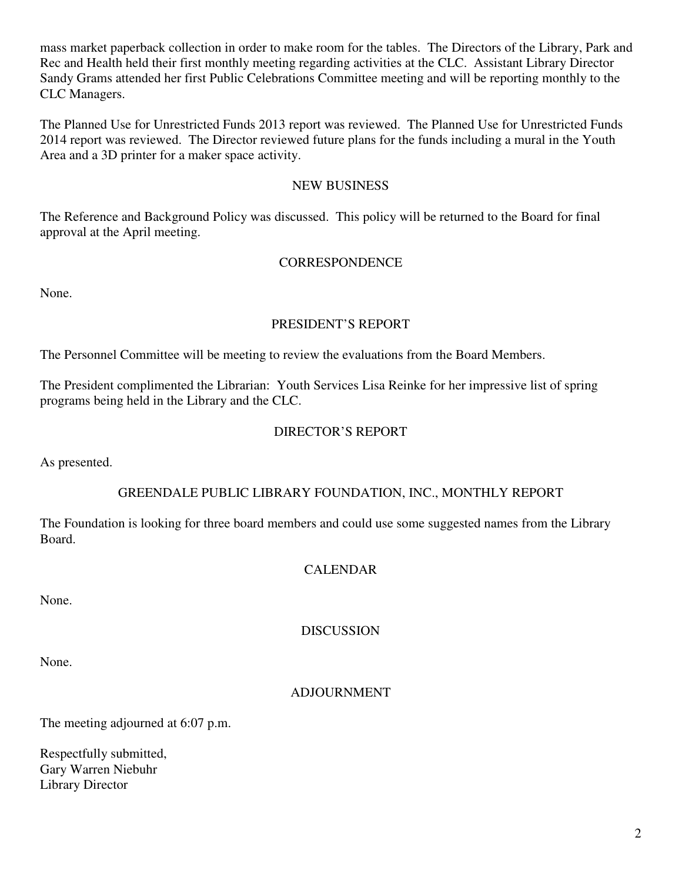mass market paperback collection in order to make room for the tables. The Directors of the Library, Park and Rec and Health held their first monthly meeting regarding activities at the CLC. Assistant Library Director Sandy Grams attended her first Public Celebrations Committee meeting and will be reporting monthly to the CLC Managers.

The Planned Use for Unrestricted Funds 2013 report was reviewed. The Planned Use for Unrestricted Funds 2014 report was reviewed. The Director reviewed future plans for the funds including a mural in the Youth Area and a 3D printer for a maker space activity.

## NEW BUSINESS

The Reference and Background Policy was discussed. This policy will be returned to the Board for final approval at the April meeting.

## CORRESPONDENCE

None.

## PRESIDENT'S REPORT

The Personnel Committee will be meeting to review the evaluations from the Board Members.

The President complimented the Librarian: Youth Services Lisa Reinke for her impressive list of spring programs being held in the Library and the CLC.

## DIRECTOR'S REPORT

As presented.

## GREENDALE PUBLIC LIBRARY FOUNDATION, INC., MONTHLY REPORT

The Foundation is looking for three board members and could use some suggested names from the Library Board.

## CALENDAR

None.

## DISCUSSION

None.

## ADJOURNMENT

The meeting adjourned at 6:07 p.m.

Respectfully submitted,  
Gary Warren Niebuhr  
Library Director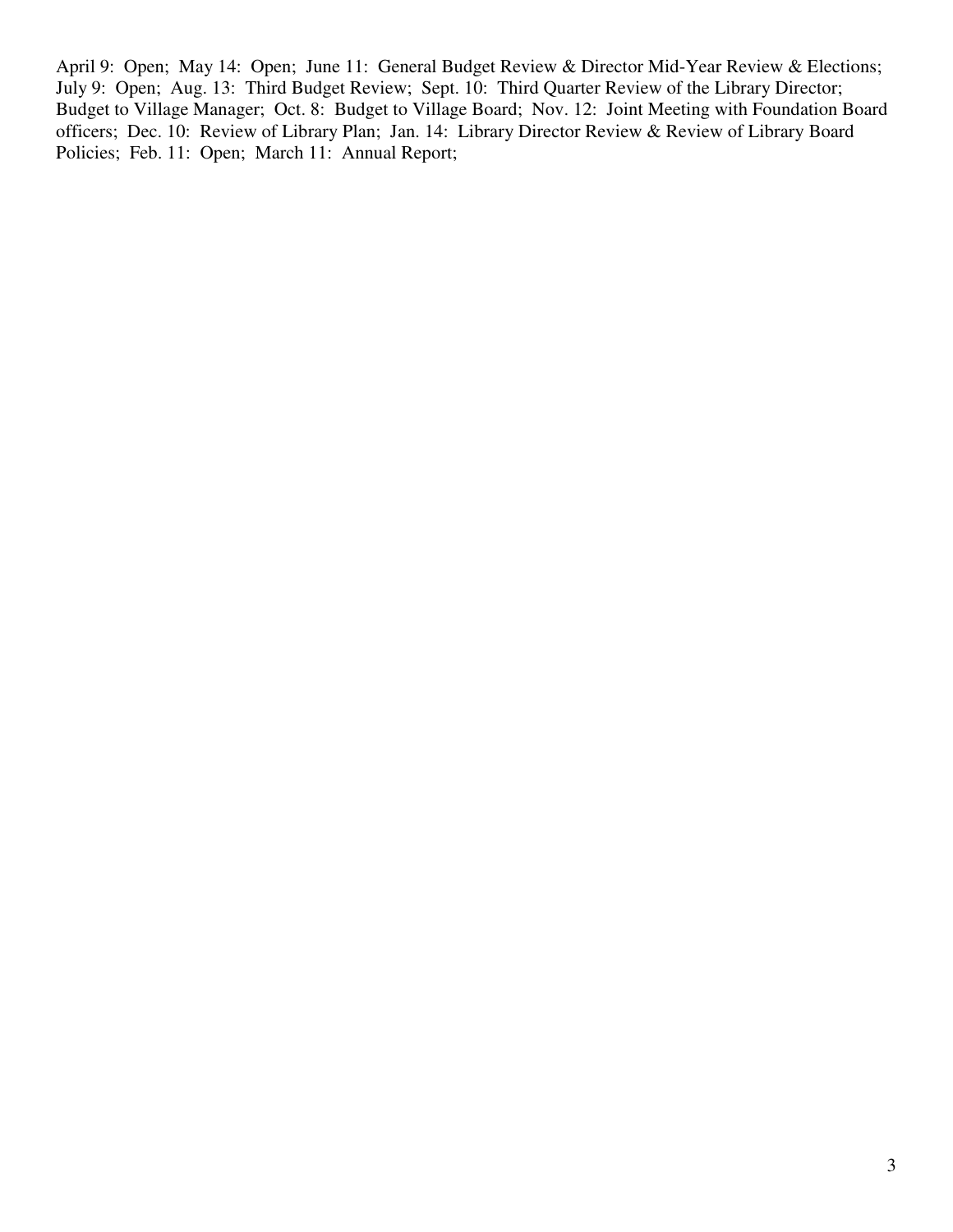April 9: Open; May 14: Open; June 11: General Budget Review & Director Mid-Year Review & Elections; July 9: Open; Aug. 13: Third Budget Review; Sept. 10: Third Quarter Review of the Library Director; Budget to Village Manager; Oct. 8: Budget to Village Board; Nov. 12: Joint Meeting with Foundation Board officers; Dec. 10: Review of Library Plan; Jan. 14: Library Director Review & Review of Library Board Policies; Feb. 11: Open; March 11: Annual Report;